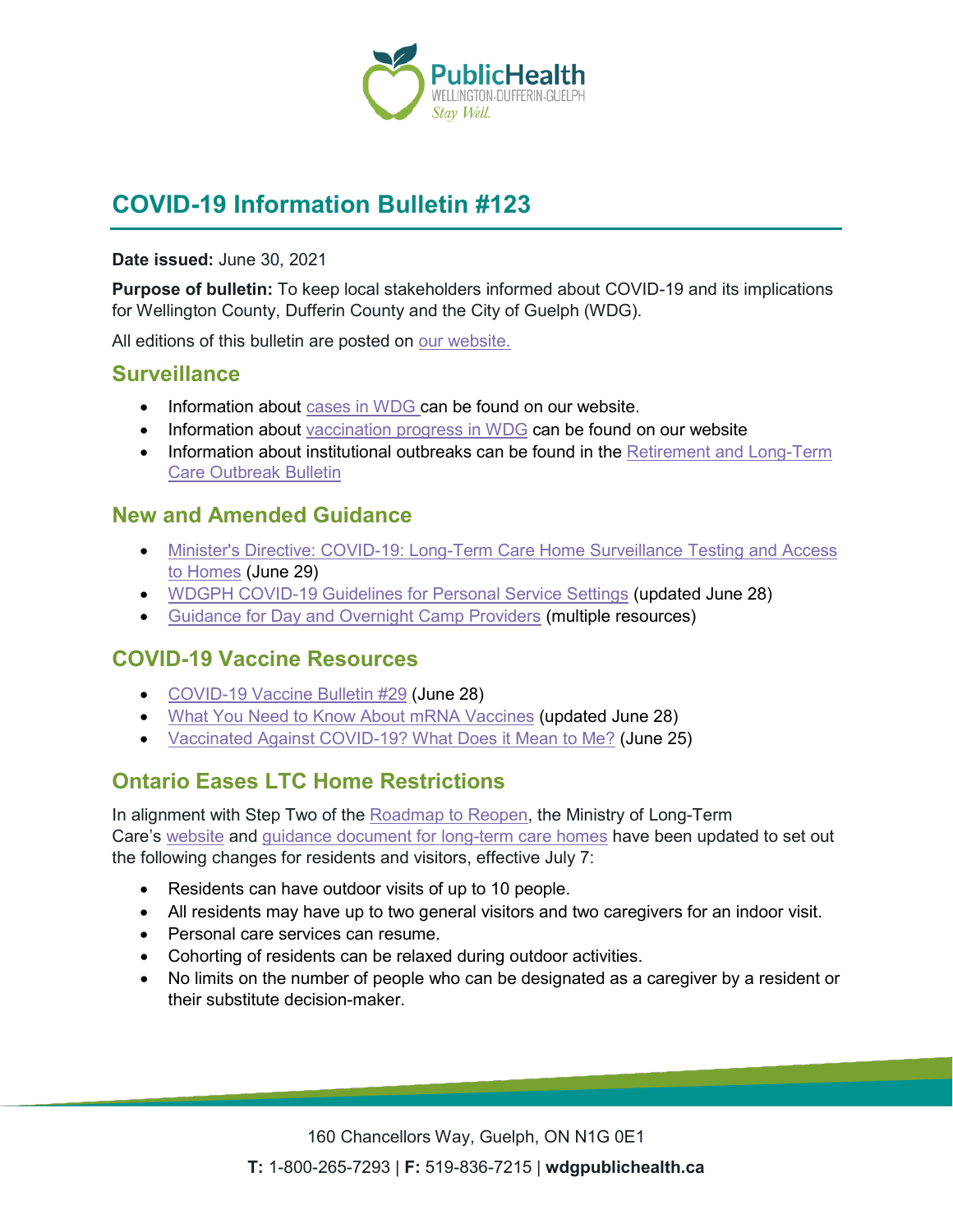# COVID-19 Information Bulletin #123

**Date issued:** June 30, 2021

**Purpose of bulletin:** To keep local stakeholders informed about COVID-19 and its implications for Wellington County, Dufferin County and the City of Guelph (WDG).

All editions of this bulletin are posted on our website.

## Surveillance

- Information about cases in WDG can be found on our website.
- Information about vaccination progress in WDG can be found on our website
- Information about institutional outbreaks can be found in the Retirement and Long-Term Care Outbreak Bulletin

## New and Amended Guidance

- Minister's Directive: COVID-19: Long-Term Care Home Surveillance Testing and Access to Homes (June 29)
- WDGPH COVID-19 Guidelines for Personal Service Settings (updated June 28)
- Guidance for Day and Overnight Camp Providers (multiple resources)

## COVID-19 Vaccine Resources

- COVID-19 Vaccine Bulletin #29 (June 28)
- What You Need to Know About mRNA Vaccines (updated June 28)
- Vaccinated Against COVID-19? What Does it Mean to Me? (June 25)

## Ontario Eases LTC Home Restrictions

In alignment with Step Two of the Roadmap to Reopen, the Ministry of Long-Term Care's website and guidance document for long-term care homes have been updated to set out the following changes for residents and visitors, effective July 7:

- Residents can have outdoor visits of up to 10 people.
- All residents may have up to two general visitors and two caregivers for an indoor visit.
- Personal care services can resume.
- Cohorting of residents can be relaxed during outdoor activities.
- No limits on the number of people who can be designated as a caregiver by a resident or their substitute decision-maker.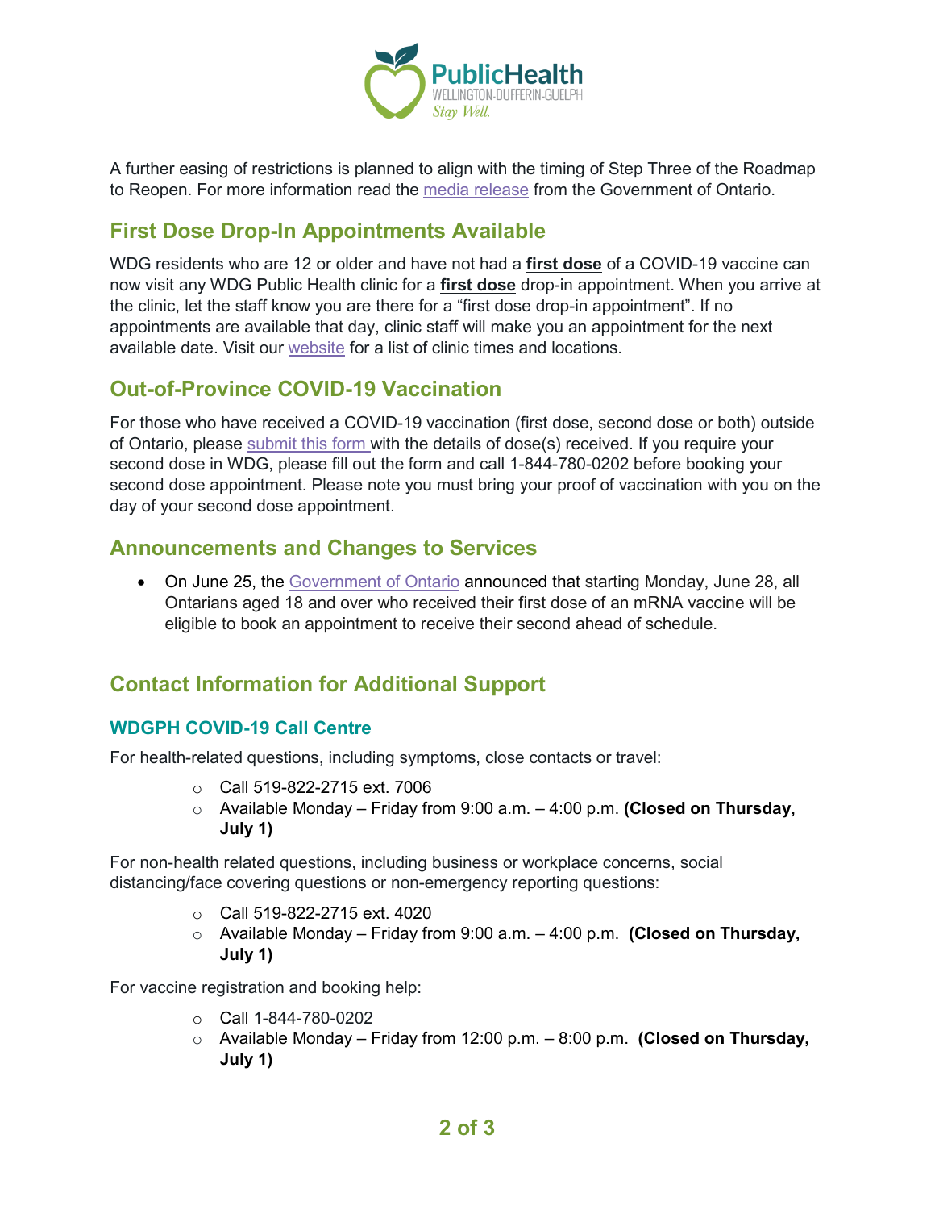A further easing of restrictions is planned to align with the timing of Step Three of the Roadmap to Reopen. For more information read the media release from the Government of Ontario.

## First Dose Drop-In Appointments Available

WDG residents who are 12 or older and have not had a **first dose** of a COVID-19 vaccine can now visit any WDG Public Health clinic for a **first dose** drop-in appointment. When you arrive at the clinic, let the staff know you are there for a "first dose drop-in appointment". If no appointments are available that day, clinic staff will make you an appointment for the next available date. Visit our website for a list of clinic times and locations.

## Out-of-Province COVID-19 Vaccination

For those who have received a COVID-19 vaccination (first dose, second dose or both) outside of Ontario, please submit this form with the details of dose(s) received. If you require your second dose in WDG, please fill out the form and call 1-844-780-0202 before booking your second dose appointment. Please note you must bring your proof of vaccination with you on the day of your second dose appointment.

## Announcements and Changes to Services

- On June 25, the Government of Ontario announced that starting Monday, June 28, all Ontarians aged 18 and over who received their first dose of an mRNA vaccine will be eligible to book an appointment to receive their second ahead of schedule.

## Contact Information for Additional Support

### WDGPH COVID-19 Call Centre

For health-related questions, including symptoms, close contacts or travel:

- Call 519-822-2715 ext. 7006
- Available Monday – Friday from 9:00 a.m. – 4:00 p.m. **(Closed on Thursday, July 1)**

For non-health related questions, including business or workplace concerns, social distancing/face covering questions or non-emergency reporting questions:

- Call 519-822-2715 ext. 4020
- Available Monday – Friday from 9:00 a.m. – 4:00 p.m. **(Closed on Thursday, July 1)**

For vaccine registration and booking help:

- Call 1-844-780-0202
- Available Monday – Friday from 12:00 p.m. – 8:00 p.m. **(Closed on Thursday, July 1)**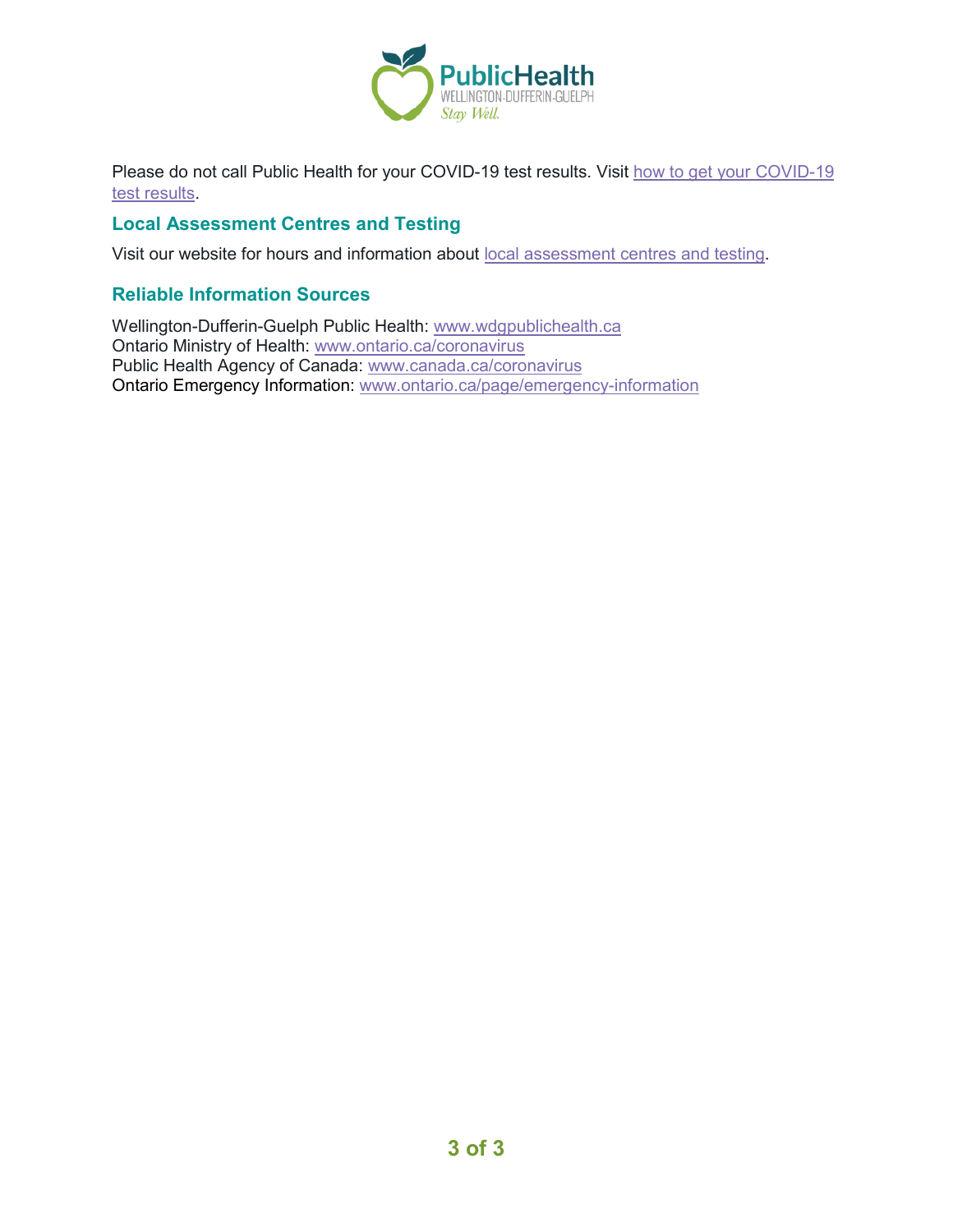Please do not call Public Health for your COVID-19 test results. Visit how to get your COVID-19 test results.

## Local Assessment Centres and Testing

Visit our website for hours and information about local assessment centres and testing.

## Reliable Information Sources

Wellington-Dufferin-Guelph Public Health: www.wdgpublichealth.ca
Ontario Ministry of Health: www.ontario.ca/coronavirus
Public Health Agency of Canada: www.canada.ca/coronavirus
Ontario Emergency Information: www.ontario.ca/page/emergency-information